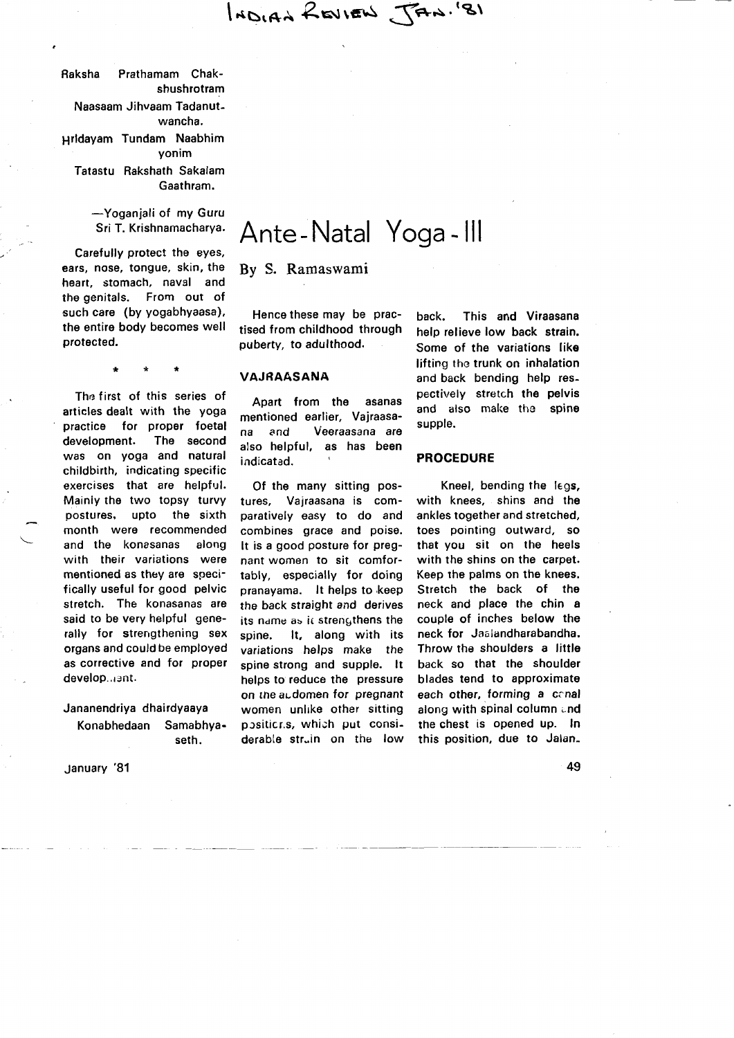Raksha Prathamam Chakshushrotram
Naasaam Jihvaam Tadanutwancha.
Hrdayam Tundam Naabhim yonim
Tatastu Rakshath Sakalam Gaathram.

—Yoganjali of my Guru Sri T. Krishnamacharya.

Carefully protect the eyes, ears, nose, tongue, skin, the heart, stomach, naval and the genitals. From out of such care (by yogabhyaasa), the entire body becomes well protected.

\* \* \*

# Ante-Natal Yoga - III

By S. Ramaswami

The first of this series of articles dealt with the yoga practice for proper foetal development. The second was on yoga and natural childbirth, indicating specific exercises that are helpful. Mainly the two topsy turvy postures, upto the sixth month were recommended and the konasanas along with their variations were mentioned as they are specifically useful for good pelvic stretch. The konasanas are said to be very helpful generally for strengthening sex organs and could be employed as corrective and for proper development.

Jananendriya dhairdyaaya
Konabhedaan Samabhyaseth.

Hence these may be practised from childhood through puberty, to adulthood.

## VAJRAASANA

Apart from the asanas mentioned earlier, Vajraasana and Veeraasana are also helpful, as has been indicated.

Of the many sitting postures, Vajraasana is comparatively easy to do and combines grace and poise. It is a good posture for pregnant women to sit comfortably, especially for doing pranayama. It helps to keep the back straight and derives its name as it strengthens the spine. It, along with its variations helps make the spine strong and supple. It helps to reduce the pressure on the abdomen for pregnant women unlike other sitting positions, which put considerable strain on the low back. This and Viraasana help relieve low back strain. Some of the variations like lifting the trunk on inhalation and back bending help respectively stretch the pelvis and also make the spine supple.

## PROCEDURE

Kneel, bending the legs, with knees, shins and the ankles together and stretched, toes pointing outward, so that you sit on the heels with the shins on the carpet. Keep the palms on the knees. Stretch the back of the neck and place the chin a couple of inches below the neck for Jaalandharabandha. Throw the shoulders a little back so that the shoulder blades tend to approximate each other, forming a canal along with spinal column and the chest is opened up. In this position, due to Jalan-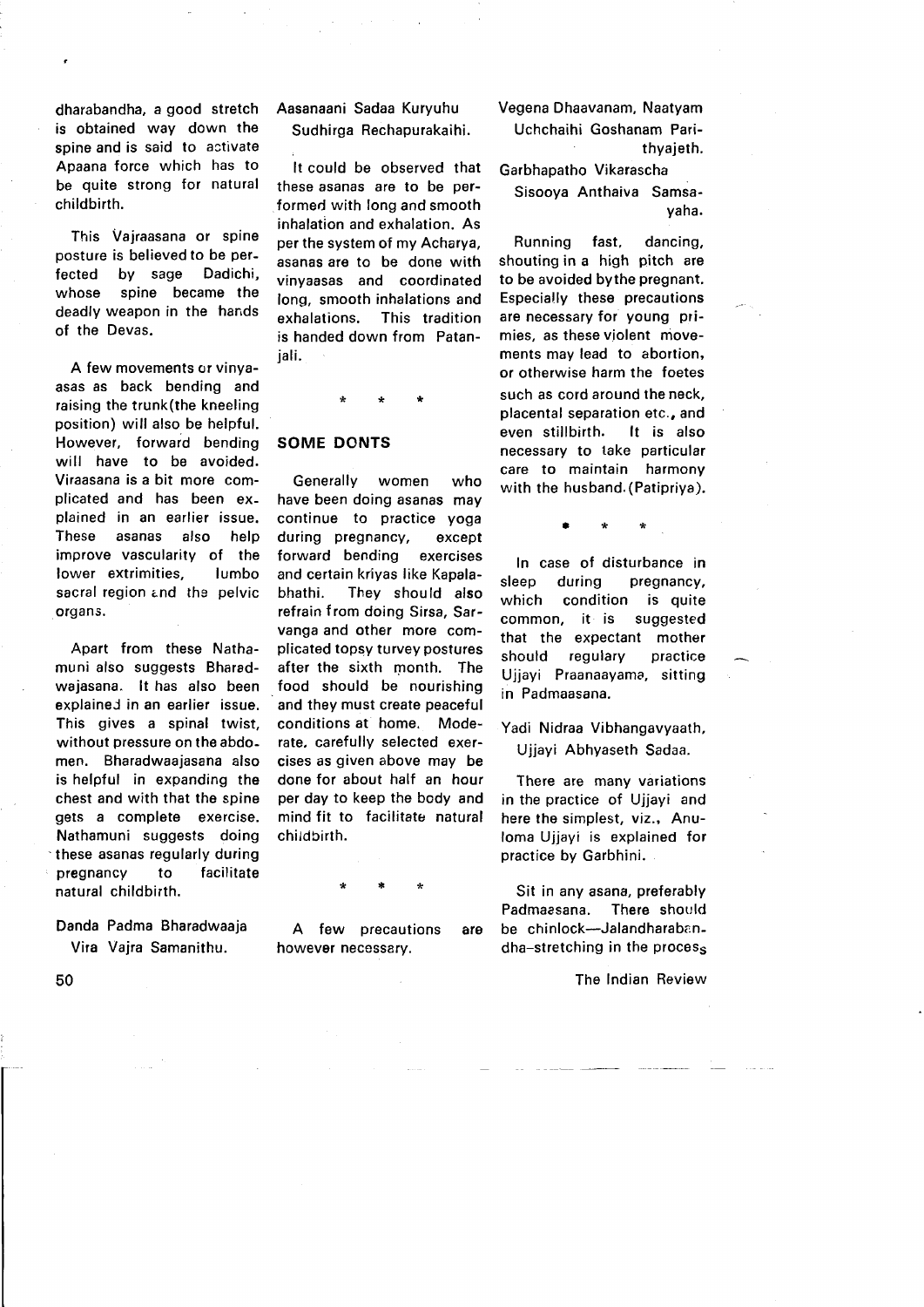dharabandha, a good stretch is obtained way down the spine and is said to activate Apaana force which has to be quite strong for natural childbirth.

This Vajraasana or spine posture is believed to be perfected by sage Dadichi, whose spine became the deadly weapon in the hands of the Devas.

A few movements or vinyaasas as back bending and raising the trunk (the kneeling position) will also be helpful. However, forward bending will have to be avoided. Viraasana is a bit more complicated and has been explained in an earlier issue. These asanas also help improve vascularity of the lower extrimities, lumbo sacral region and the pelvic organs.

Apart from these Nathamuni also suggests Bharadwajasana. It has also been explained in an earlier issue. This gives a spinal twist, without pressure on the abdomen. Bharadwaajasana also is helpful in expanding the chest and with that the spine gets a complete exercise. Nathamuni suggests doing these asanas regularly during pregnancy to facilitate natural childbirth.

Danda Padma Bharadwaaja
Vira Vajra Samanithu.
Aasanaani Sadaa Kuryuhu
Sudhirga Rechapurakaihi.

It could be observed that these asanas are to be performed with long and smooth inhalation and exhalation. As per the system of my Acharya, asanas are to be done with vinyaasas and coordinated long, smooth inhalations and exhalations. This tradition is handed down from Patanjali.

\* \* \*

## SOME DONTS

Generally women who have been doing asanas may continue to practice yoga during pregnancy, except forward bending exercises and certain kriyas like Kapalabhathi. They should also refrain from doing Sirsa, Sarvanga and other more complicated topsy turvey postures after the sixth month. The food should be nourishing and they must create peaceful conditions at home. Moderate, carefully selected exercises as given above may be done for about half an hour per day to keep the body and mind fit to facilitate natural childbirth.

\* \* \*

A few precautions are however necessary.

Vegena Dhaavanam, Naatyam
Uchchaihi Goshanam Parithyajeth.
Garbhapatho Vikarascha
Sisooya Anthaiva Samsayaha.

Running fast, dancing, shouting in a high pitch are to be avoided by the pregnant. Especially these precautions are necessary for young primies, as these violent movements may lead to abortion, or otherwise harm the foetes such as cord around the neck, placental separation etc., and even stillbirth. It is also necessary to take particular care to maintain harmony with the husband. (Patipriya).

\* \* \*

In case of disturbance in sleep during pregnancy, which condition is quite common, it is suggested that the expectant mother should regulary practice Ujjayi Praanaayama, sitting in Padmaasana.

Yadi Nidraa Vibhangavyaath,
Ujjayi Abhyaseth Sadaa.

There are many variations in the practice of Ujjayi and here the simplest, viz., Anuloma Ujjayi is explained for practice by Garbhini.

Sit in any asana, preferably Padmaasana. There should be chinlock—Jalandharabandha-stretching in the process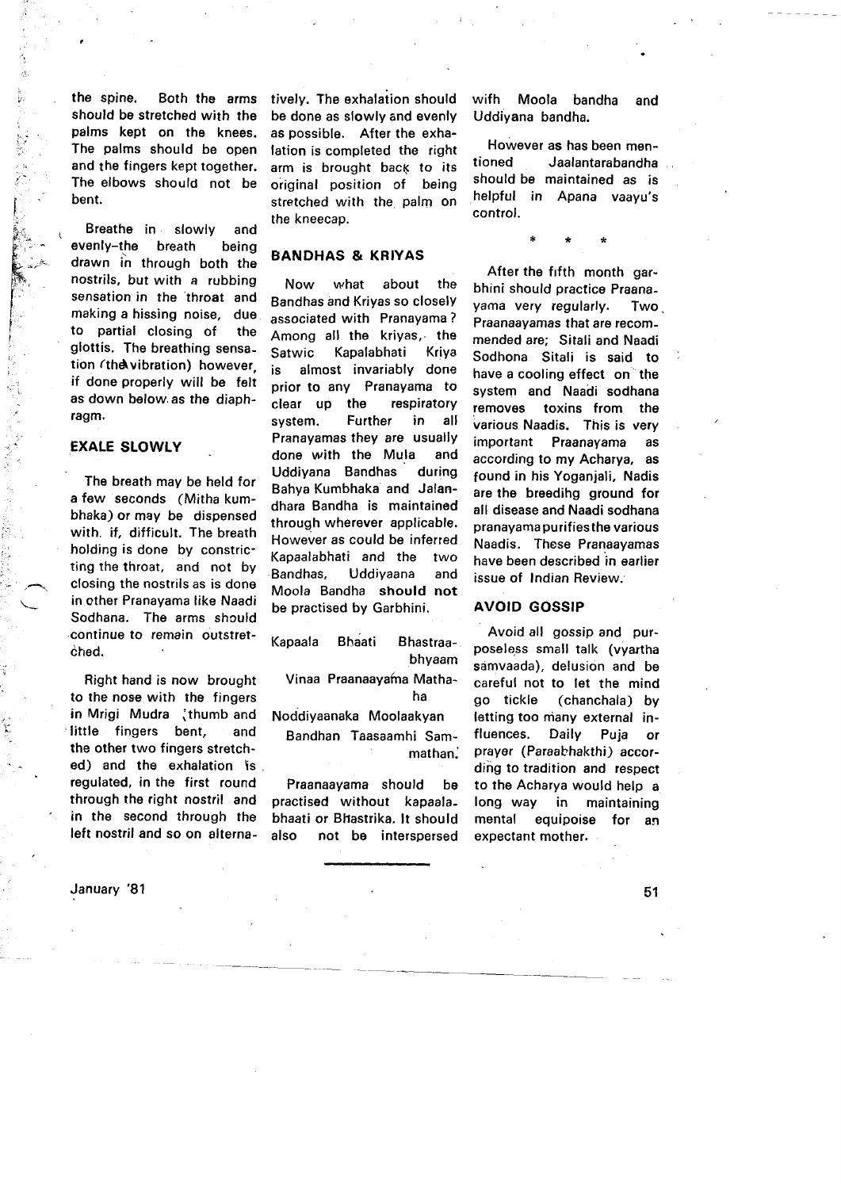the spine. Both the arms should be stretched with the palms kept on the knees. The palms should be open and the fingers kept together. The elbows should not be bent.

Breathe in slowly and evenly–the breath being drawn in through both the nostrils, but with a rubbing sensation in the throat and making a hissing noise, due to partial closing of the glottis. The breathing sensation (the vibration) however, if done properly will be felt as down below as the diaphragm.

## EXALE SLOWLY

The breath may be held for a few seconds (Mitha kumbhaka) or may be dispensed with, if, difficult. The breath holding is done by constricting the throat, and not by closing the nostrils as is done in other Pranayama like Naadi Sodhana. The arms should continue to remain outstretched.

Right hand is now brought to the nose with the fingers in Mrigi Mudra (thumb and little fingers bent, and the other two fingers stretched) and the exhalation is regulated, in the first round through the right nostril and in the second through the left nostril and so on alternatively. The exhalation should be done as slowly and evenly as possible. After the exhalation is completed the right arm is brought back to its original position of being stretched with the palm on the kneecap.

## BANDHAS & KRIYAS

Now what about the Bandhas and Kriyas so closely associated with Pranayama? Among all the kriyas, the Satwic Kapalabhati Kriya is almost invariably done prior to any Pranayama to clear up the respiratory system. Further in all Pranayamas they are usually done with the Mula and Uddiyana Bandhas during Bahya Kumbhaka and Jalandhara Bandha is maintained through wherever applicable. However as could be inferred Kapaalabhati and the two Bandhas, Uddiyaana and Moola Bandha **should not** be practised by Garbhini.

Kapaala Bhaati Bhastraabhyaam
Vinaa Praanaayama Mathaha
Noddiyaanaka Moolaakyan
Bandhan Taasaamhi Sammathan.

Praanaayama should be practised without kapaalabhaati or Bhastrika. It should also not be interspersed wifh Moola bandha and Uddiyana bandha.

However as has been mentioned Jaalantarabandha should be maintained as is helpful in Apana vaayu's control.

\* \* \*

After the fifth month garbhini should practice Praanayama very regularly. Two Praanaayamas that are recommended are; Sitali and Naadi Sodhona Sitali is said to have a cooling effect on the system and Naadi sodhana removes toxins from the various Naadis. This is very important Praanayama as according to my Acharya, as found in his Yoganjali, Nadis are the breedihg ground for all disease and Naadi sodhana pranayama purifies the various Naadis. These Pranaayamas have been described in earlier issue of Indian Review.

## AVOID GOSSIP

Avoid all gossip and purposeless small talk (vyartha samvaada), delusion and be careful not to let the mind go tickle (chanchala) by letting too many external influences. Daily Puja or prayer (Paraabhakthi) according to tradition and respect to the Acharya would help a long way in maintaining mental equipoise for an expectant mother.